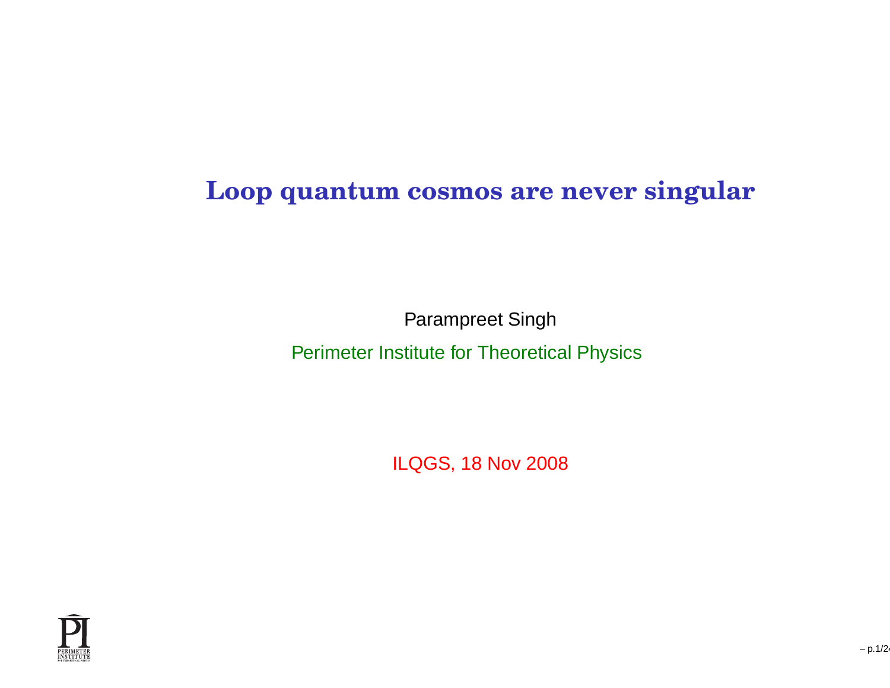# Loop quantum cosmos are never singular

Parampreet Singh

Perimeter Institute for Theoretical Physics

ILQGS, 18 Nov 2008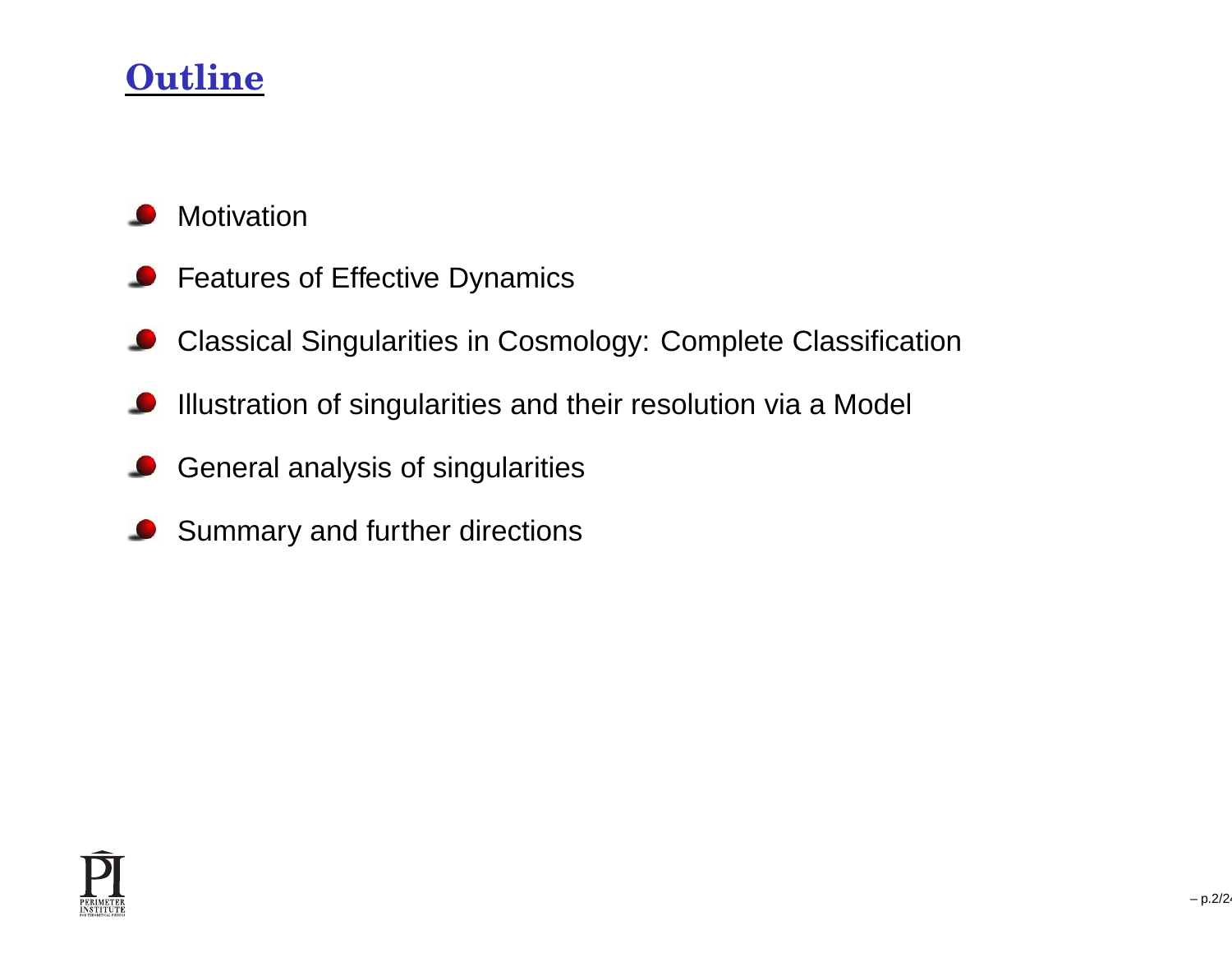## Outline

- Motivation
- Features of Effective Dynamics
- Classical Singularities in Cosmology: Complete Classification
- Illustration of singularities and their resolution via a Model
- General analysis of singularities
- Summary and further directions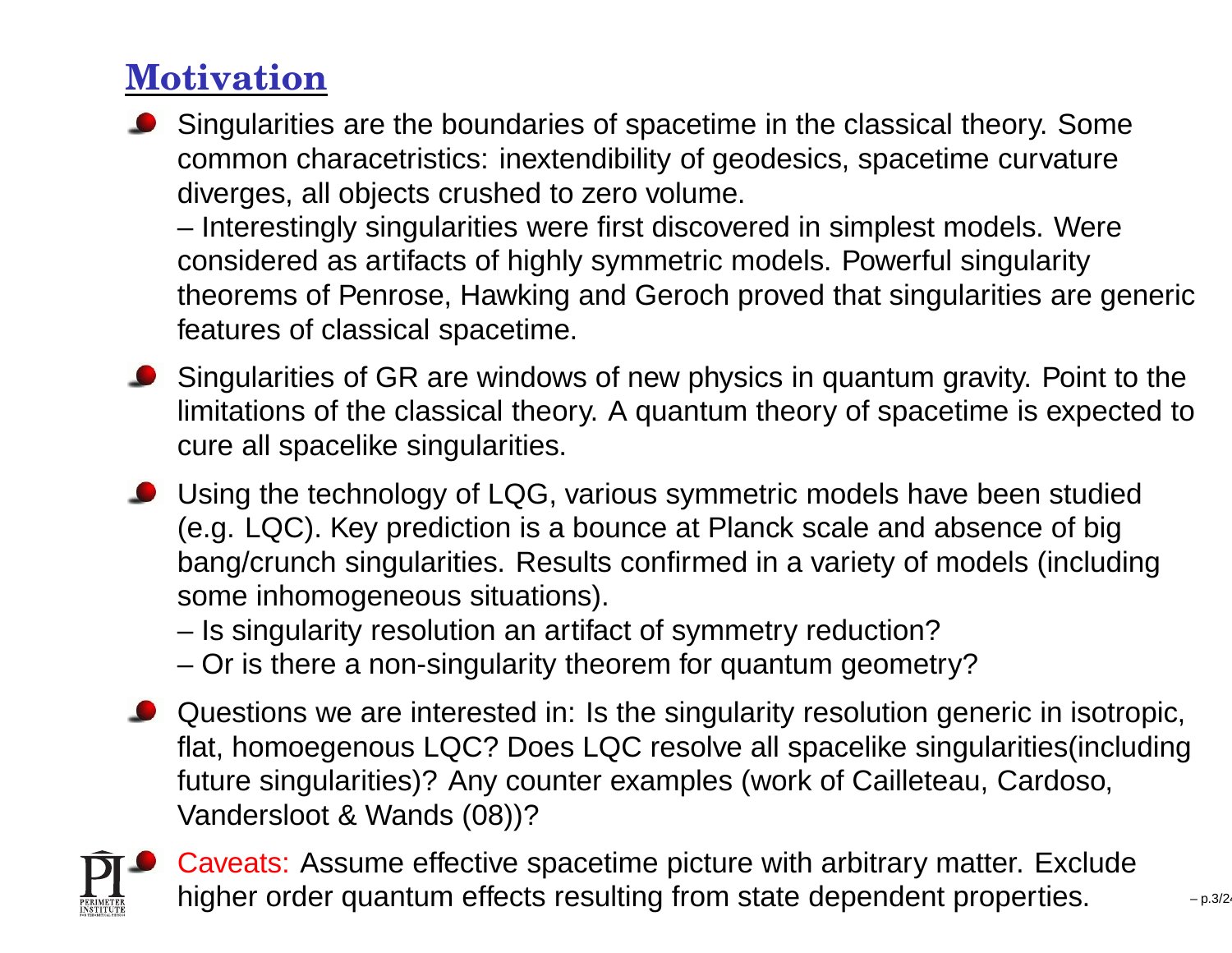## Motivation

- Singularities are the boundaries of spacetime in the classical theory. Some common characetristics: inextendibility of geodesics, spacetime curvature diverges, all objects crushed to zero volume.
  – Interestingly singularities were first discovered in simplest models. Were considered as artifacts of highly symmetric models. Powerful singularity theorems of Penrose, Hawking and Geroch proved that singularities are generic features of classical spacetime.
- Singularities of GR are windows of new physics in quantum gravity. Point to the limitations of the classical theory. A quantum theory of spacetime is expected to cure all spacelike singularities.
- Using the technology of LQG, various symmetric models have been studied (e.g. LQC). Key prediction is a bounce at Planck scale and absence of big bang/crunch singularities. Results confirmed in a variety of models (including some inhomogeneous situations).
  – Is singularity resolution an artifact of symmetry reduction?
  – Or is there a non-singularity theorem for quantum geometry?
- Questions we are interested in: Is the singularity resolution generic in isotropic, flat, homoegenous LQC? Does LQC resolve all spacelike singularities(including future singularities)? Any counter examples (work of Cailleteau, Cardoso, Vandersloot & Wands (08))?
- Caveats: Assume effective spacetime picture with arbitrary matter. Exclude higher order quantum effects resulting from state dependent properties.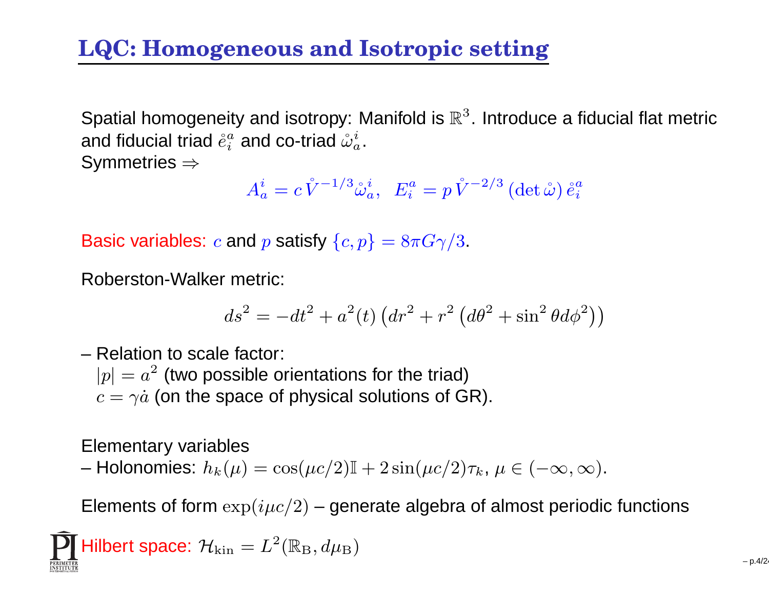# LQC: Homogeneous and Isotropic setting

Spatial homogeneity and isotropy: Manifold is $\mathbb{R}^3$. Introduce a fiducial flat metric and fiducial triad $\mathring{e}^a_i$ and co-triad $\mathring{\omega}^i_a$.
Symmetries $\Rightarrow$

$$A^i_a = c\,\mathring{V}^{-1/3}\mathring{\omega}^i_a, \;\; E^a_i = p\,\mathring{V}^{-2/3}\,(\det\mathring{\omega})\,\mathring{e}^a_i$$

Basic variables: $c$ and $p$ satisfy $\{c, p\} = 8\pi G\gamma/3$.

Roberston-Walker metric:

$$ds^2 = -dt^2 + a^2(t)\left(dr^2 + r^2\left(d\theta^2 + \sin^2\theta d\phi^2\right)\right)$$

– Relation to scale factor:
$|p| = a^2$ (two possible orientations for the triad)
$c = \gamma\dot{a}$ (on the space of physical solutions of GR).

Elementary variables
– Holonomies: $h_k(\mu) = \cos(\mu c/2)\mathbb{I} + 2\sin(\mu c/2)\tau_k$, $\mu \in (-\infty, \infty)$.

Elements of form $\exp(i\mu c/2)$ – generate algebra of almost periodic functions

Hilbert space: $\mathcal{H}_{\rm kin} = L^2(\mathbb{R}_{\rm B}, d\mu_{\rm B})$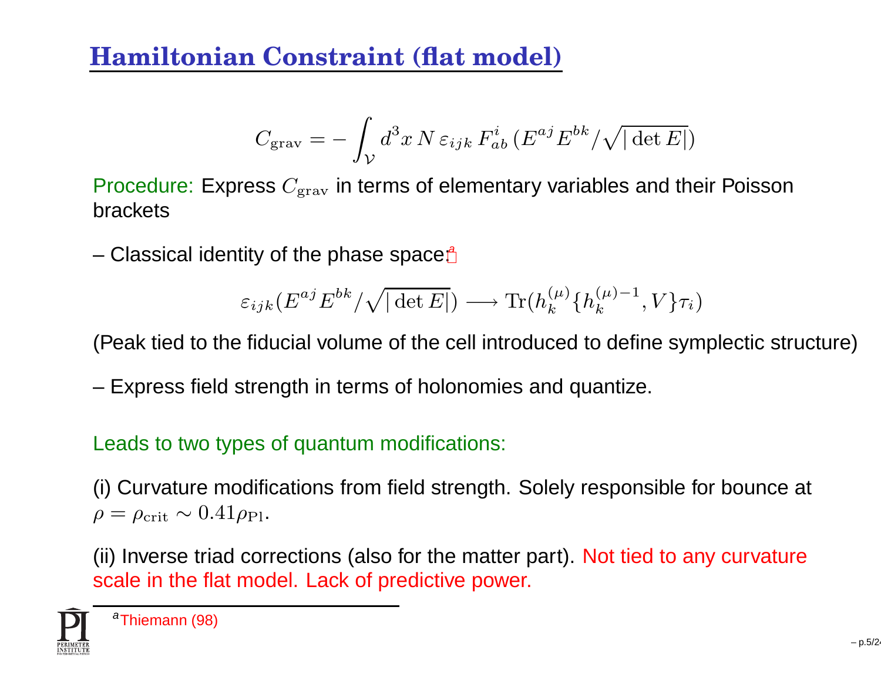# Hamiltonian Constraint (flat model)

$$C_{\rm grav} = - \int_{\mathcal{V}} d^3x \, N \, \varepsilon_{ijk} \, F^i_{ab} \, (E^{aj} E^{bk} / \sqrt{|\det E|})$$

Procedure: Express $C_{\rm grav}$ in terms of elementary variables and their Poisson brackets

– Classical identity of the phase space:[a]

$$\varepsilon_{ijk} (E^{aj} E^{bk} / \sqrt{|\det E|}) \longrightarrow \mathrm{Tr}(h_k^{(\mu)} \{ h_k^{(\mu)-1}, V \} \tau_i)$$

(Peak tied to the fiducial volume of the cell introduced to define symplectic structure)

– Express field strength in terms of holonomies and quantize.

Leads to two types of quantum modifications:

(i) Curvature modifications from field strength. Solely responsible for bounce at $\rho = \rho_{\rm crit} \sim 0.41 \rho_{\rm Pl}$.

(ii) Inverse triad corrections (also for the matter part). Not tied to any curvature scale in the flat model. Lack of predictive power.

---

[a] Thiemann (98)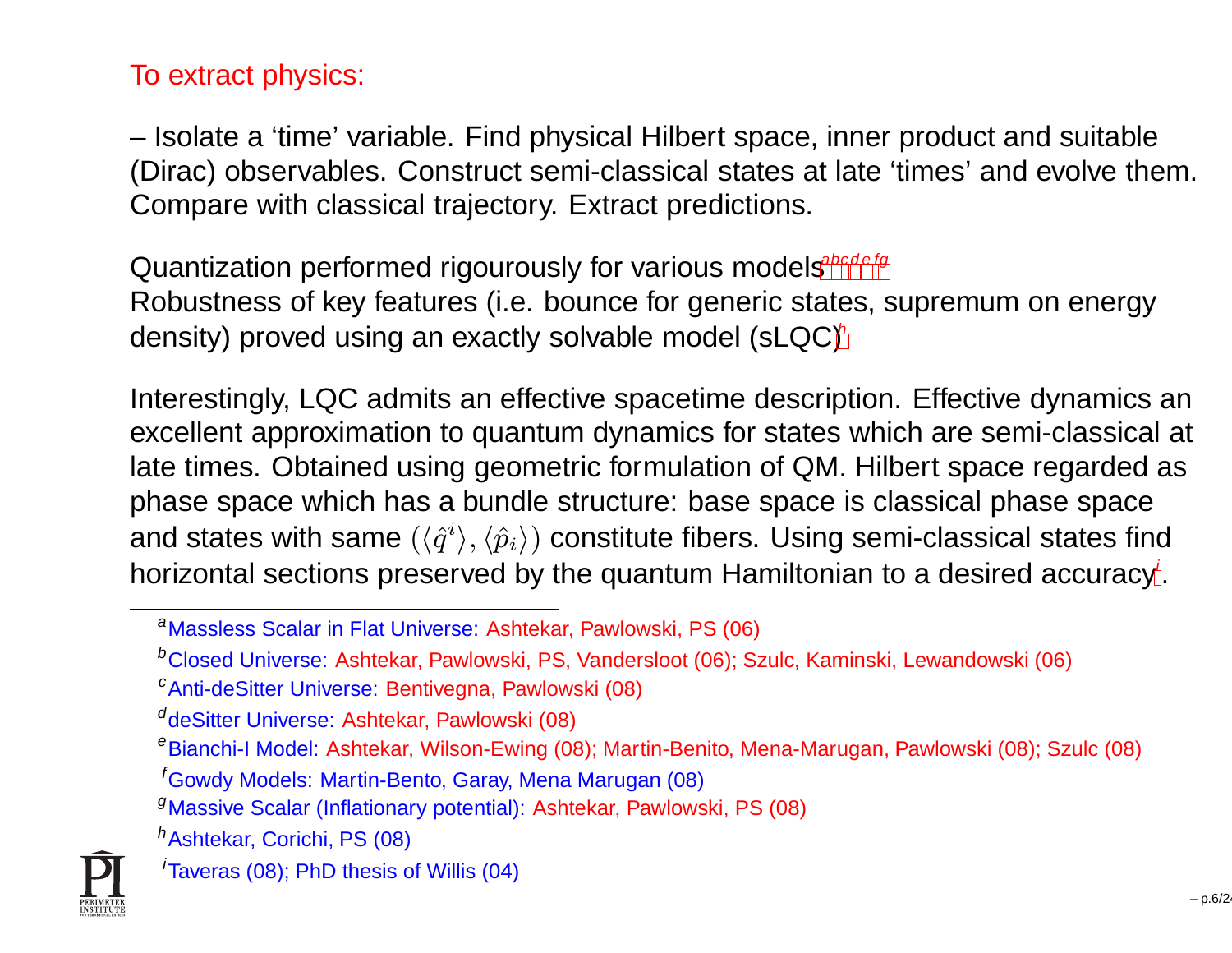## To extract physics:

– Isolate a 'time' variable. Find physical Hilbert space, inner product and suitable (Dirac) observables. Construct semi-classical states at late 'times' and evolve them. Compare with classical trajectory. Extract predictions.

Quantization performed rigourously for various models[a][b][c][d][e][f][g]
Robustness of key features (i.e. bounce for generic states, supremum on energy density) proved using an exactly solvable model (sLQC)[h]

Interestingly, LQC admits an effective spacetime description. Effective dynamics an excellent approximation to quantum dynamics for states which are semi-classical at late times. Obtained using geometric formulation of QM. Hilbert space regarded as phase space which has a bundle structure: base space is classical phase space and states with same $(\langle \hat{q}^i \rangle, \langle \hat{p}_i \rangle)$ constitute fibers. Using semi-classical states find horizontal sections preserved by the quantum Hamiltonian to a desired accuracy[i].

---

[a] Massless Scalar in Flat Universe: Ashtekar, Pawlowski, PS (06)

[b] Closed Universe: Ashtekar, Pawlowski, PS, Vandersloot (06); Szulc, Kaminski, Lewandowski (06)

[c] Anti-deSitter Universe: Bentivegna, Pawlowski (08)

[d] deSitter Universe: Ashtekar, Pawlowski (08)

[e] Bianchi-I Model: Ashtekar, Wilson-Ewing (08); Martin-Benito, Mena-Marugan, Pawlowski (08); Szulc (08)

[f] Gowdy Models: Martin-Bento, Garay, Mena Marugan (08)

[g] Massive Scalar (Inflationary potential): Ashtekar, Pawlowski, PS (08)

[h] Ashtekar, Corichi, PS (08)

[i] Taveras (08); PhD thesis of Willis (04)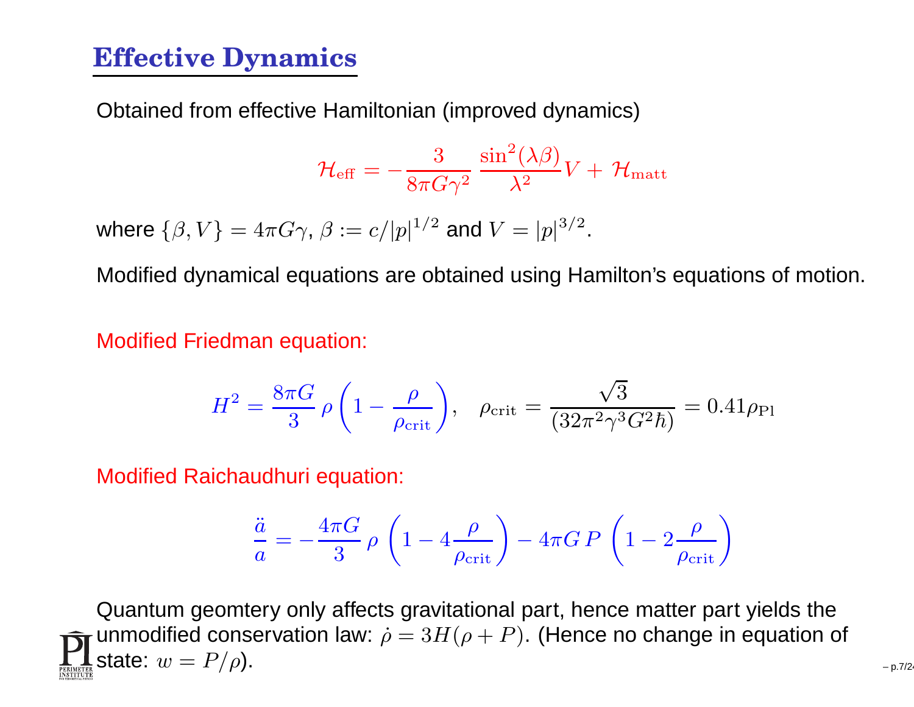## Effective Dynamics

Obtained from effective Hamiltonian (improved dynamics)

$$\mathcal{H}_{\rm eff} = -\frac{3}{8\pi G\gamma^2}\,\frac{\sin^2(\lambda\beta)}{\lambda^2}V + \mathcal{H}_{\rm matt}$$

where $\{\beta, V\} = 4\pi G\gamma$, $\beta := c/|p|^{1/2}$ and $V = |p|^{3/2}$.

Modified dynamical equations are obtained using Hamilton's equations of motion.

Modified Friedman equation:

$$H^2 = \frac{8\pi G}{3}\,\rho\left(1 - \frac{\rho}{\rho_{\rm crit}}\right), \quad \rho_{\rm crit} = \frac{\sqrt{3}}{(32\pi^2\gamma^3 G^2\hbar)} = 0.41\rho_{\rm Pl}$$

Modified Raichaudhuri equation:

$$\frac{\ddot{a}}{a} = -\frac{4\pi G}{3}\,\rho\,\left(1 - 4\frac{\rho}{\rho_{\rm crit}}\right) - 4\pi G\,P\,\left(1 - 2\frac{\rho}{\rho_{\rm crit}}\right)$$

Quantum geomtery only affects gravitational part, hence matter part yields the unmodified conservation law: $\dot{\rho} = 3H(\rho + P)$. (Hence no change in equation of state: $w = P/\rho$).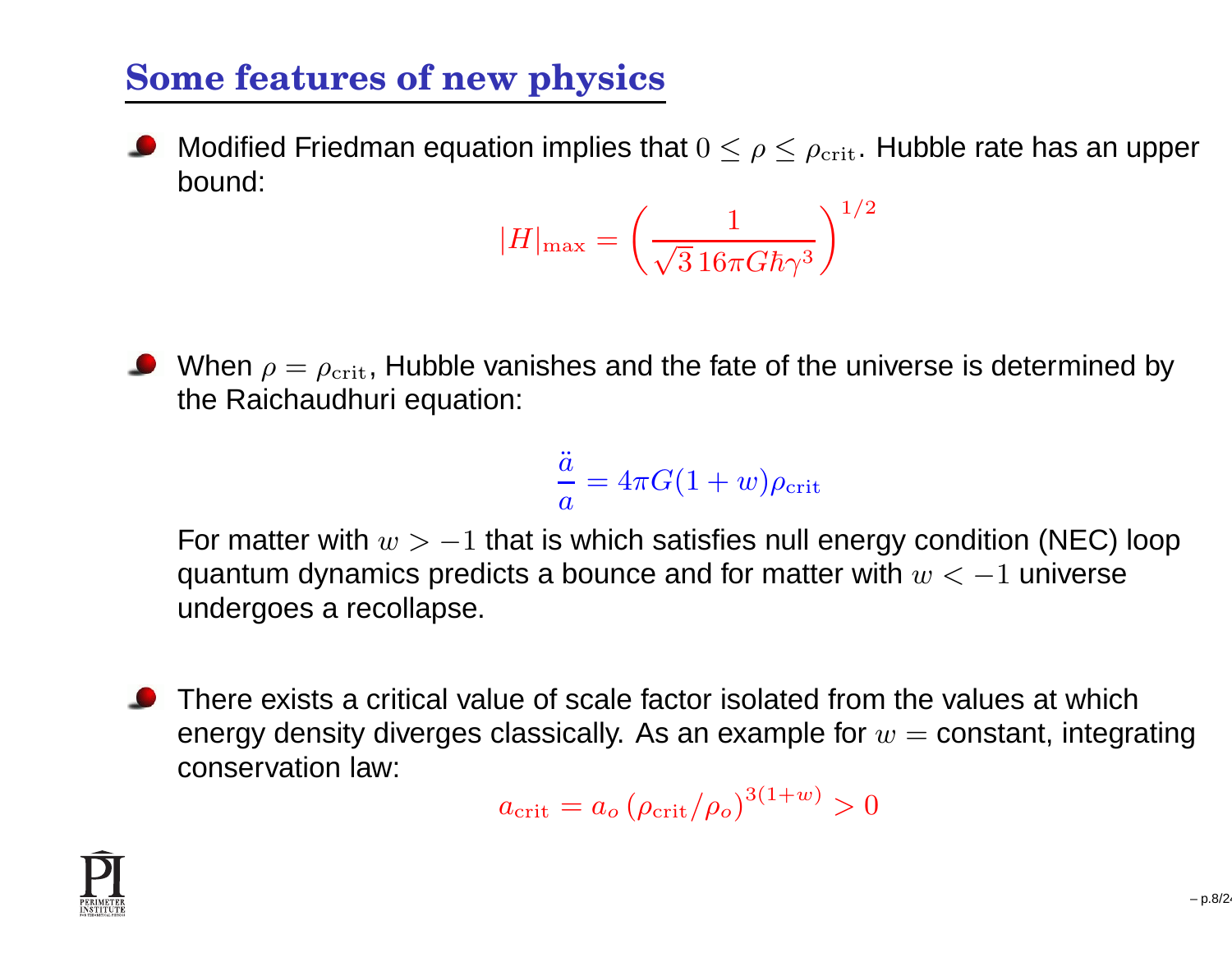## Some features of new physics

- Modified Friedman equation implies that $0 \leq \rho \leq \rho_{\rm crit}$. Hubble rate has an upper bound:

$$|H|_{\rm max} = \left( \frac{1}{\sqrt{3}\, 16\pi G\hbar\gamma^3} \right)^{1/2}$$

- When $\rho = \rho_{\rm crit}$, Hubble vanishes and the fate of the universe is determined by the Raichaudhuri equation:

$$\frac{\ddot{a}}{a} = 4\pi G(1+w)\rho_{\rm crit}$$

  For matter with $w > -1$ that is which satisfies null energy condition (NEC) loop quantum dynamics predicts a bounce and for matter with $w < -1$ universe undergoes a recollapse.

- There exists a critical value of scale factor isolated from the values at which energy density diverges classically. As an example for $w =$ constant, integrating conservation law:

$$a_{\rm crit} = a_o \left(\rho_{\rm crit}/\rho_o\right)^{3(1+w)} > 0$$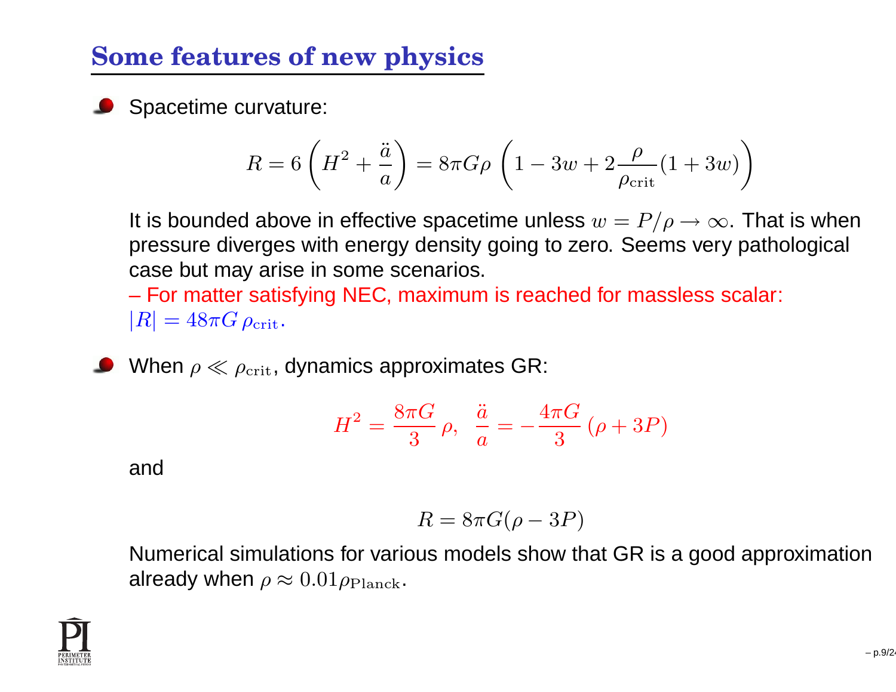## Some features of new physics

- Spacetime curvature:

$$R = 6\left(H^2 + \frac{\ddot{a}}{a}\right) = 8\pi G\rho\,\left(1 - 3w + 2\frac{\rho}{\rho_{\rm crit}}(1 + 3w)\right)$$

  It is bounded above in effective spacetime unless $w = P/\rho \to \infty$. That is when pressure diverges with energy density going to zero. Seems very pathological case but may arise in some scenarios.
  – For matter satisfying NEC, maximum is reached for massless scalar: $|R| = 48\pi G\,\rho_{\rm crit}$.

- When $\rho \ll \rho_{\rm crit}$, dynamics approximates GR:

$$H^2 = \frac{8\pi G}{3}\,\rho, \quad \frac{\ddot{a}}{a} = -\frac{4\pi G}{3}\,(\rho + 3P)$$

  and

$$R = 8\pi G(\rho - 3P)$$

  Numerical simulations for various models show that GR is a good approximation already when $\rho \approx 0.01\rho_{\rm Planck}$.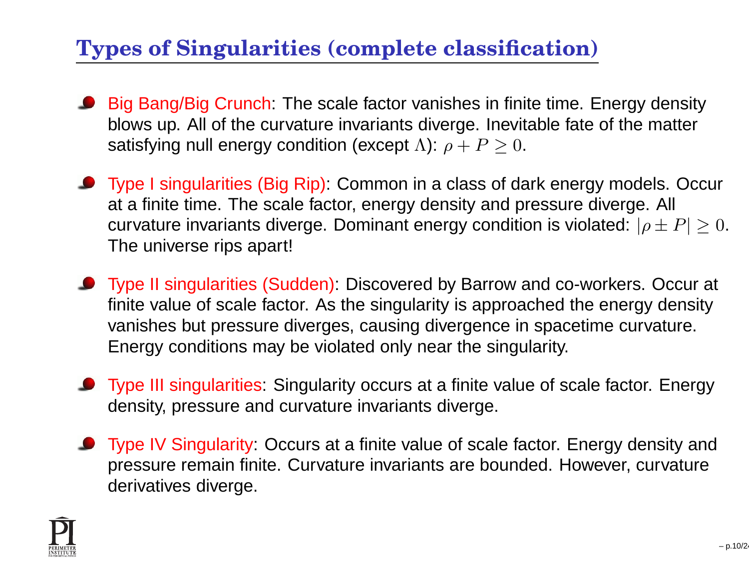## Types of Singularities (complete classification)

- Big Bang/Big Crunch: The scale factor vanishes in finite time. Energy density blows up. All of the curvature invariants diverge. Inevitable fate of the matter satisfying null energy condition (except $\Lambda$): $\rho + P \geq 0$.
- Type I singularities (Big Rip): Common in a class of dark energy models. Occur at a finite time. The scale factor, energy density and pressure diverge. All curvature invariants diverge. Dominant energy condition is violated: $|\rho \pm P| \geq 0$. The universe rips apart!
- Type II singularities (Sudden): Discovered by Barrow and co-workers. Occur at finite value of scale factor. As the singularity is approached the energy density vanishes but pressure diverges, causing divergence in spacetime curvature. Energy conditions may be violated only near the singularity.
- Type III singularities: Singularity occurs at a finite value of scale factor. Energy density, pressure and curvature invariants diverge.
- Type IV Singularity: Occurs at a finite value of scale factor. Energy density and pressure remain finite. Curvature invariants are bounded. However, curvature derivatives diverge.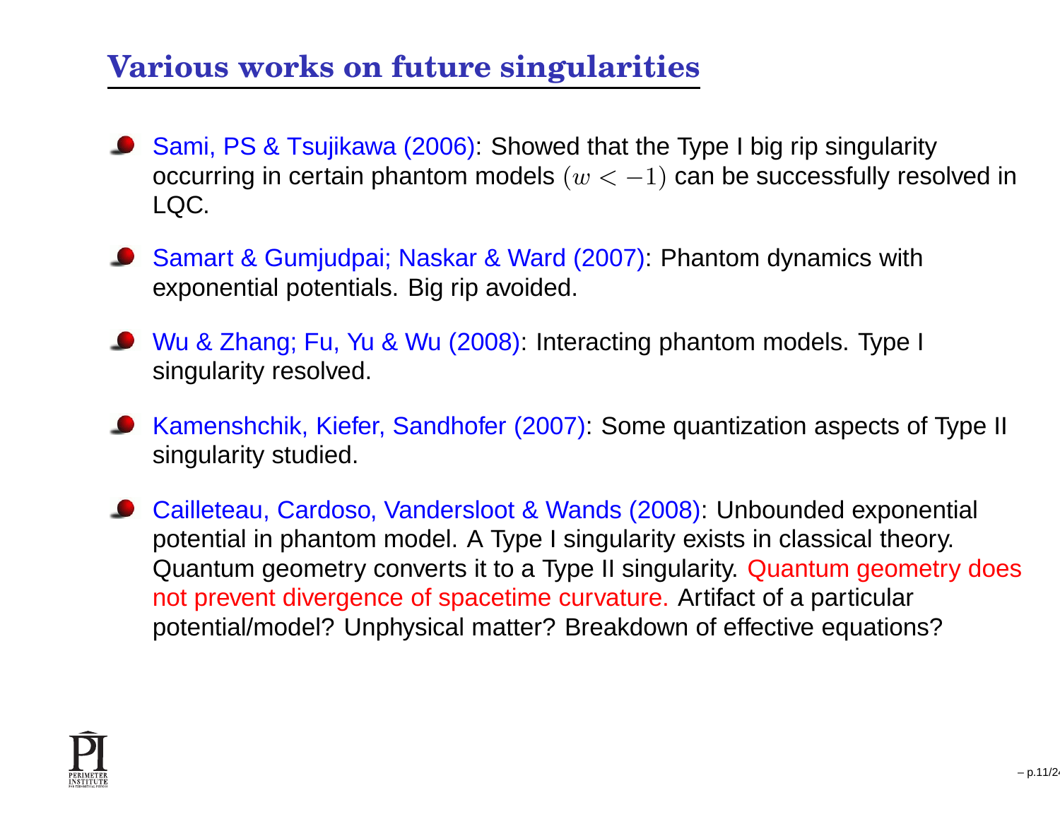## Various works on future singularities

- Sami, PS & Tsujikawa (2006): Showed that the Type I big rip singularity occurring in certain phantom models $(w < -1)$ can be successfully resolved in LQC.
- Samart & Gumjudpai; Naskar & Ward (2007): Phantom dynamics with exponential potentials. Big rip avoided.
- Wu & Zhang; Fu, Yu & Wu (2008): Interacting phantom models. Type I singularity resolved.
- Kamenshchik, Kiefer, Sandhofer (2007): Some quantization aspects of Type II singularity studied.
- Cailleteau, Cardoso, Vandersloot & Wands (2008): Unbounded exponential potential in phantom model. A Type I singularity exists in classical theory. Quantum geometry converts it to a Type II singularity. Quantum geometry does not prevent divergence of spacetime curvature. Artifact of a particular potential/model? Unphysical matter? Breakdown of effective equations?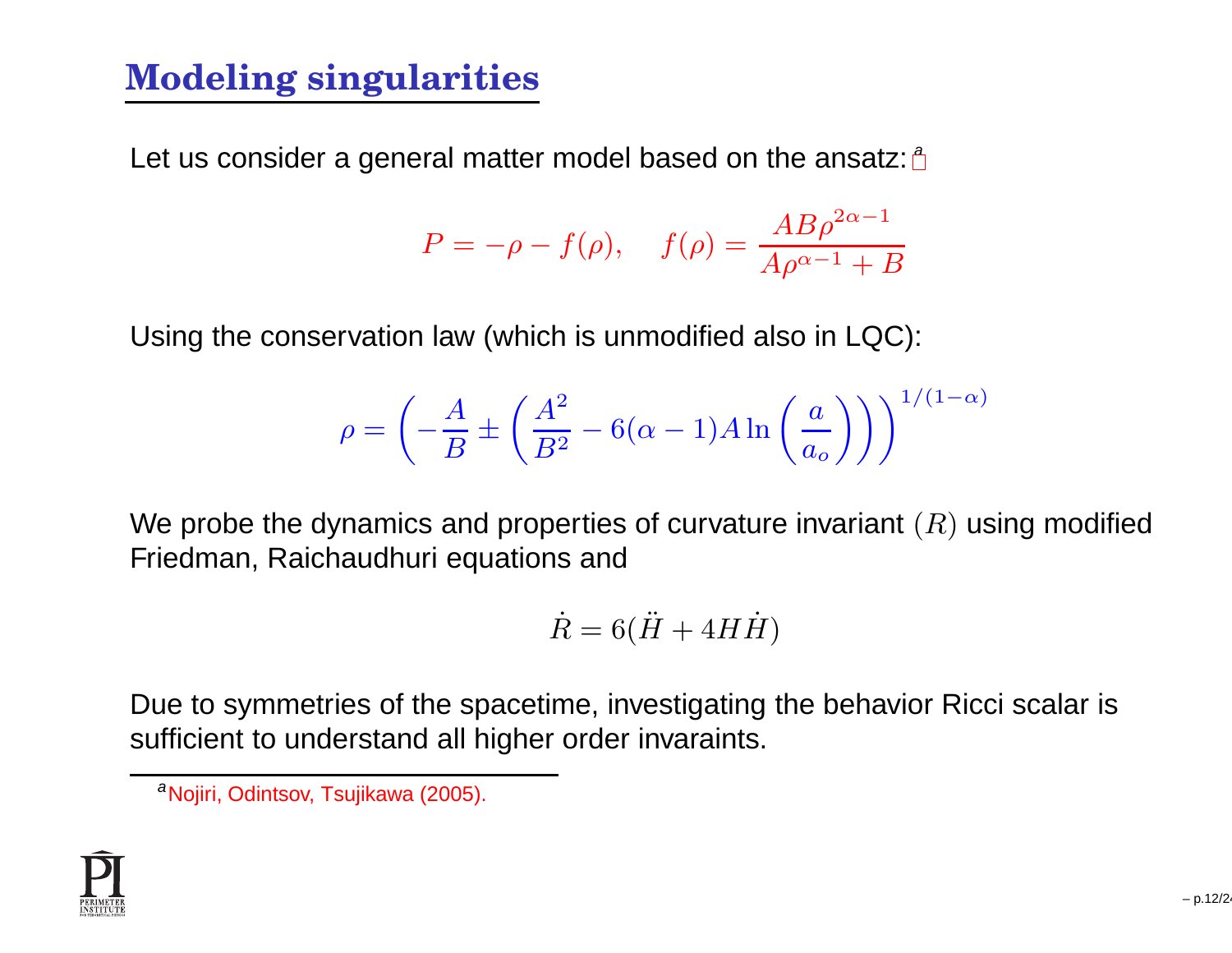## Modeling singularities

Let us consider a general matter model based on the ansatz:[a]

$$P = -\rho - f(\rho), \quad f(\rho) = \frac{AB\rho^{2\alpha-1}}{A\rho^{\alpha-1} + B}$$

Using the conservation law (which is unmodified also in LQC):

$$\rho = \left( -\frac{A}{B} \pm \left( \frac{A^2}{B^2} - 6(\alpha - 1) A \ln \left( \frac{a}{a_o} \right) \right) \right)^{1/(1-\alpha)}$$

We probe the dynamics and properties of curvature invariant $(R)$ using modified Friedman, Raichaudhuri equations and

$$\dot{R} = 6(\ddot{H} + 4H\dot{H})$$

Due to symmetries of the spacetime, investigating the behavior Ricci scalar is sufficient to understand all higher order invaraints.

[a] Nojiri, Odintsov, Tsujikawa (2005).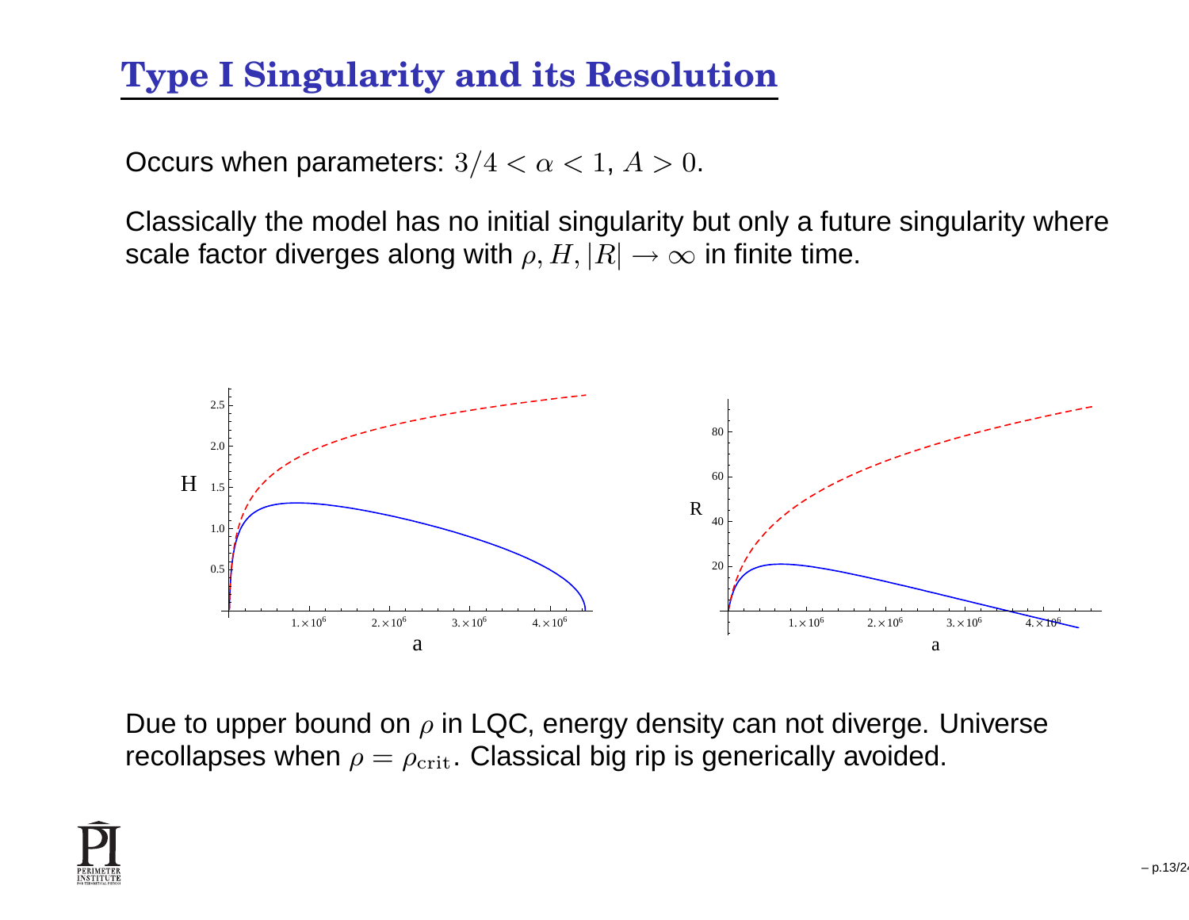# Type I Singularity and its Resolution

Occurs when parameters: $3/4 < \alpha < 1$, $A > 0$.

Classically the model has no initial singularity but only a future singularity where scale factor diverges along with $\rho, H, |R| \to \infty$ in finite time.

Due to upper bound on $\rho$ in LQC, energy density can not diverge. Universe recollapses when $\rho = \rho_{\rm crit}$. Classical big rip is generically avoided.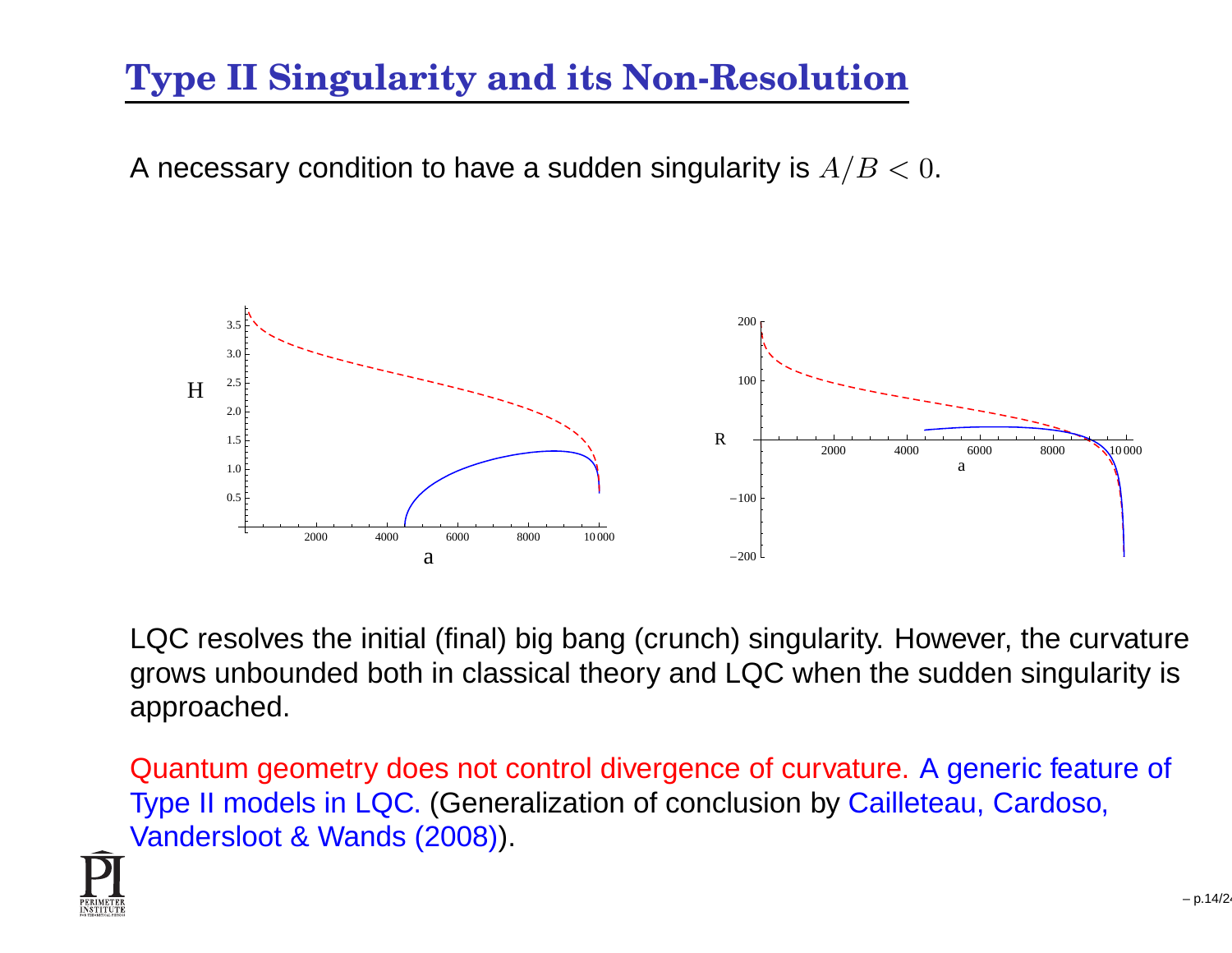# Type II Singularity and its Non-Resolution

A necessary condition to have a sudden singularity is $A/B < 0$.

LQC resolves the initial (final) big bang (crunch) singularity. However, the curvature grows unbounded both in classical theory and LQC when the sudden singularity is approached.

Quantum geometry does not control divergence of curvature. A generic feature of Type II models in LQC. (Generalization of conclusion by Cailleteau, Cardoso, Vandersloot & Wands (2008)).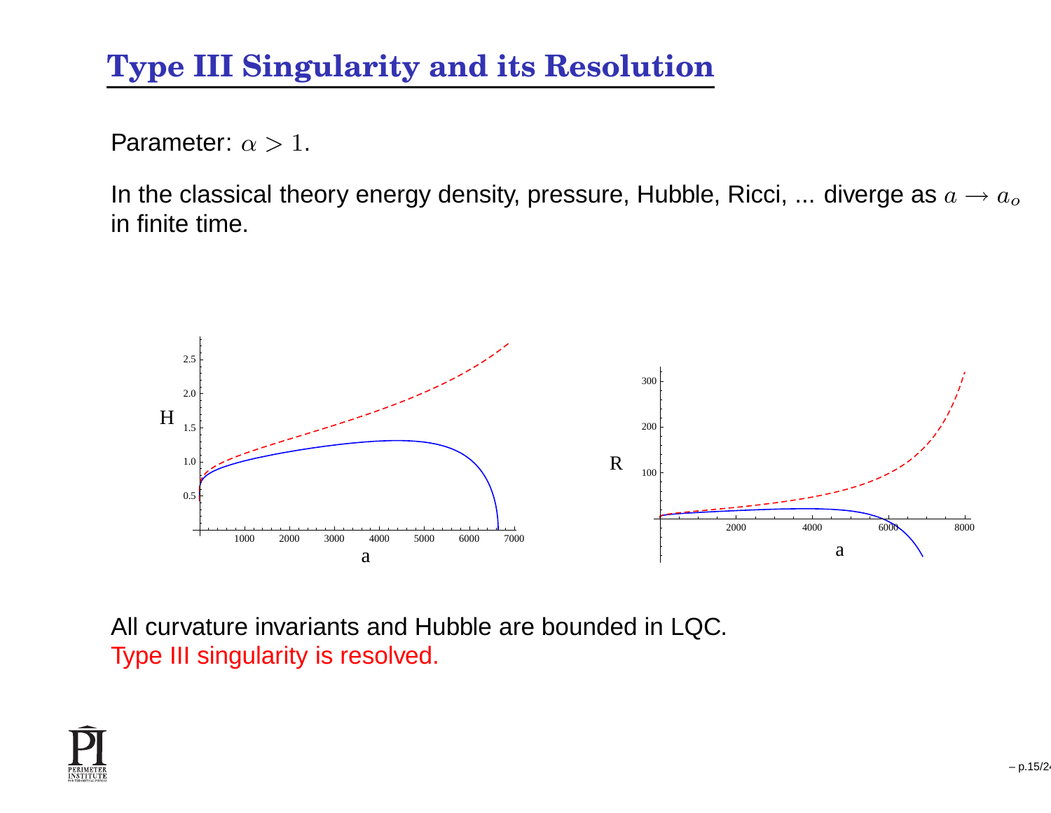# Type III Singularity and its Resolution

Parameter: $\alpha > 1$.

In the classical theory energy density, pressure, Hubble, Ricci, ... diverge as $a \rightarrow a_o$ in finite time.

All curvature invariants and Hubble are bounded in LQC.
Type III singularity is resolved.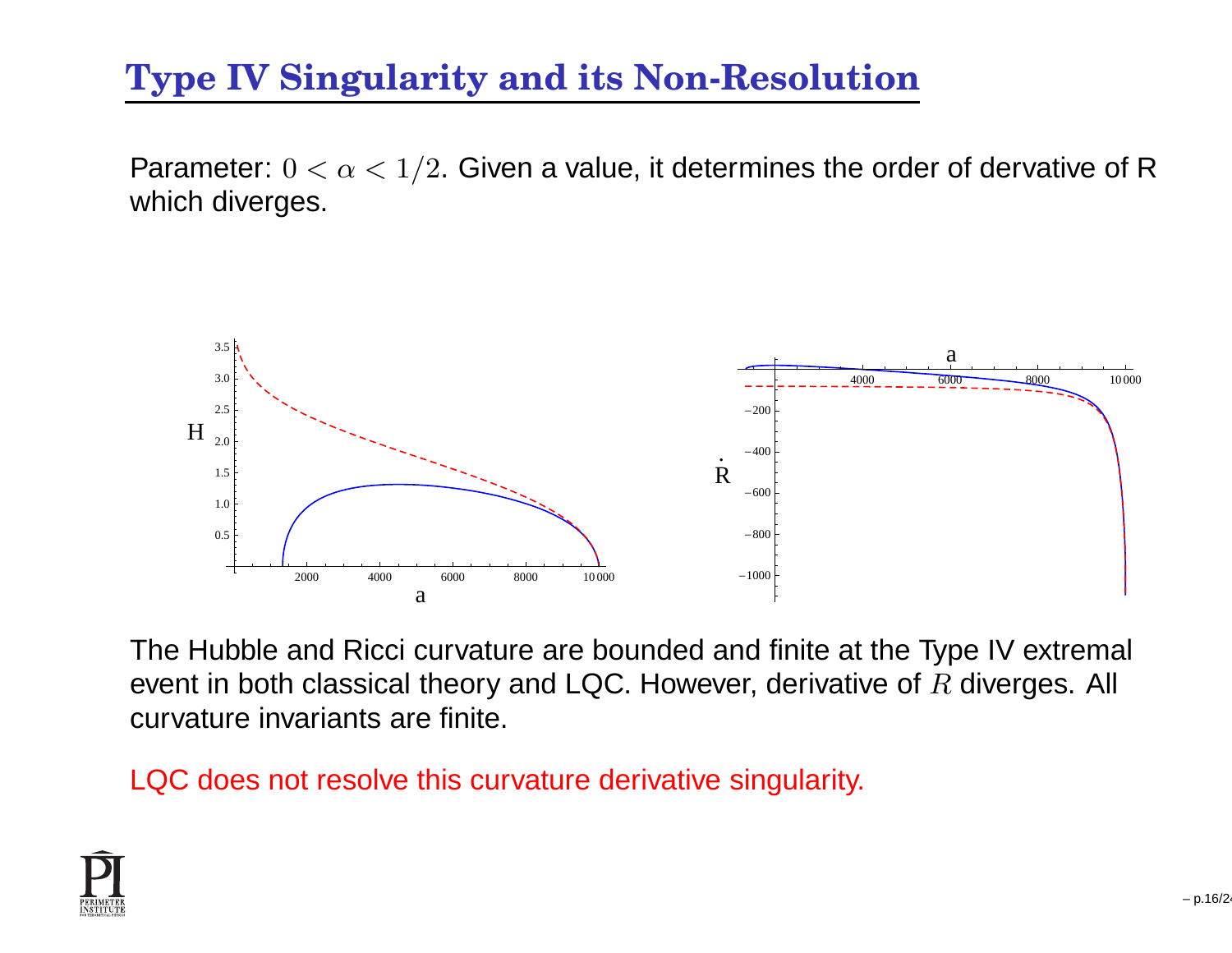## Type IV Singularity and its Non-Resolution

Parameter: $0 < \alpha < 1/2$. Given a value, it determines the order of dervative of R which diverges.

The Hubble and Ricci curvature are bounded and finite at the Type IV extremal event in both classical theory and LQC. However, derivative of $R$ diverges. All curvature invariants are finite.

LQC does not resolve this curvature derivative singularity.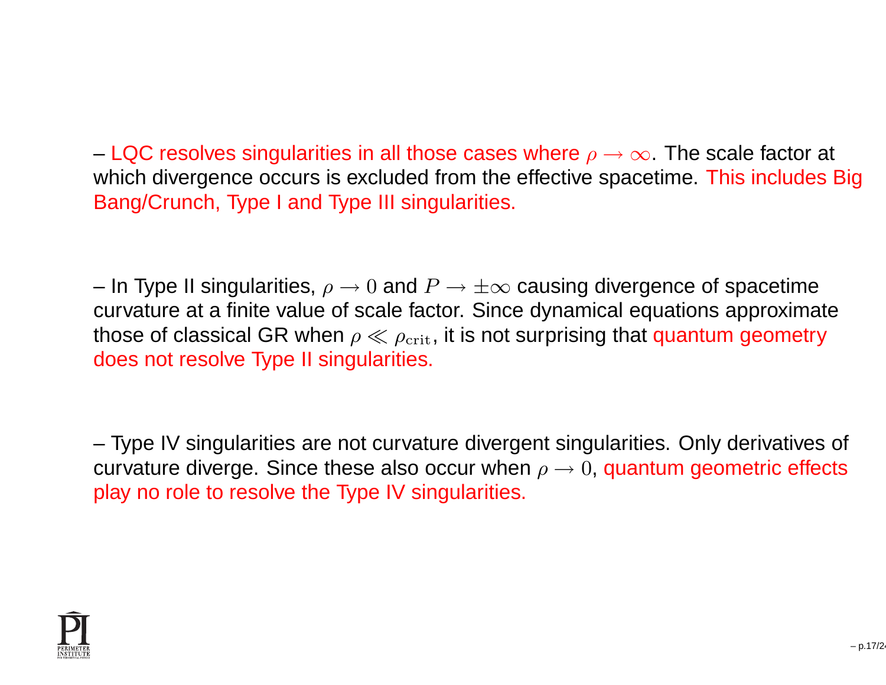– LQC resolves singularities in all those cases where $\rho \to \infty$. The scale factor at which divergence occurs is excluded from the effective spacetime. This includes Big Bang/Crunch, Type I and Type III singularities.

– In Type II singularities, $\rho \to 0$ and $P \to \pm\infty$ causing divergence of spacetime curvature at a finite value of scale factor. Since dynamical equations approximate those of classical GR when $\rho \ll \rho_{\rm crit}$, it is not surprising that quantum geometry does not resolve Type II singularities.

– Type IV singularities are not curvature divergent singularities. Only derivatives of curvature diverge. Since these also occur when $\rho \to 0$, quantum geometric effects play no role to resolve the Type IV singularities.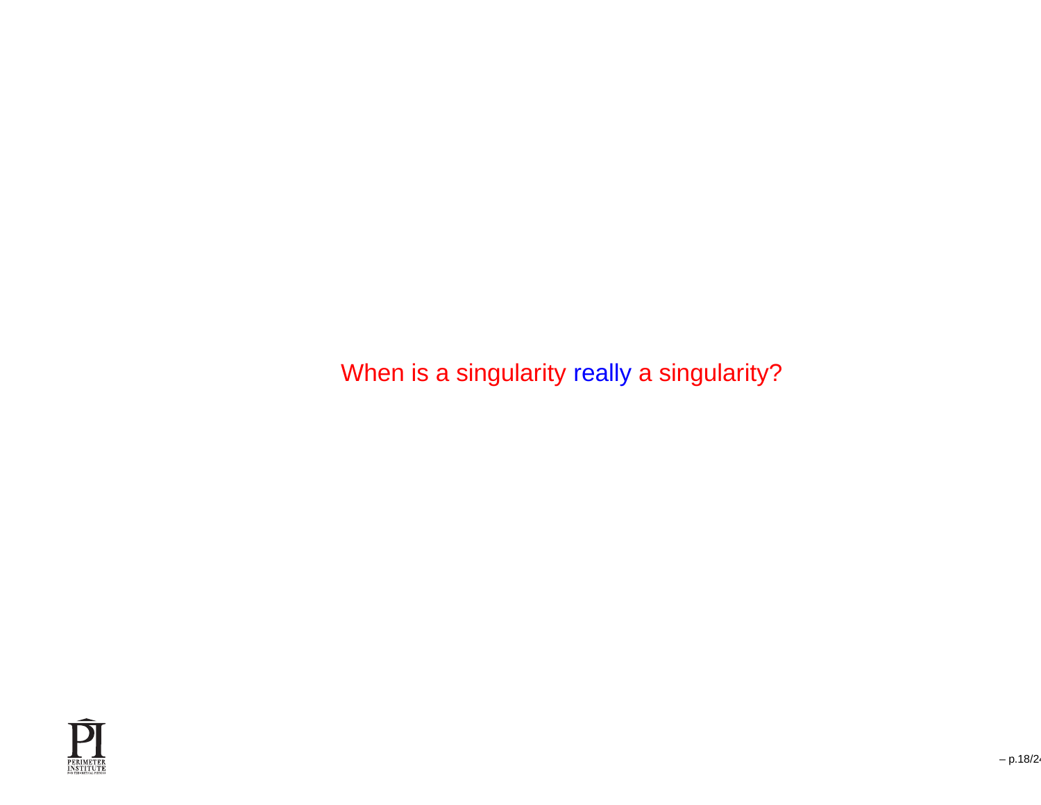When is a singularity really a singularity?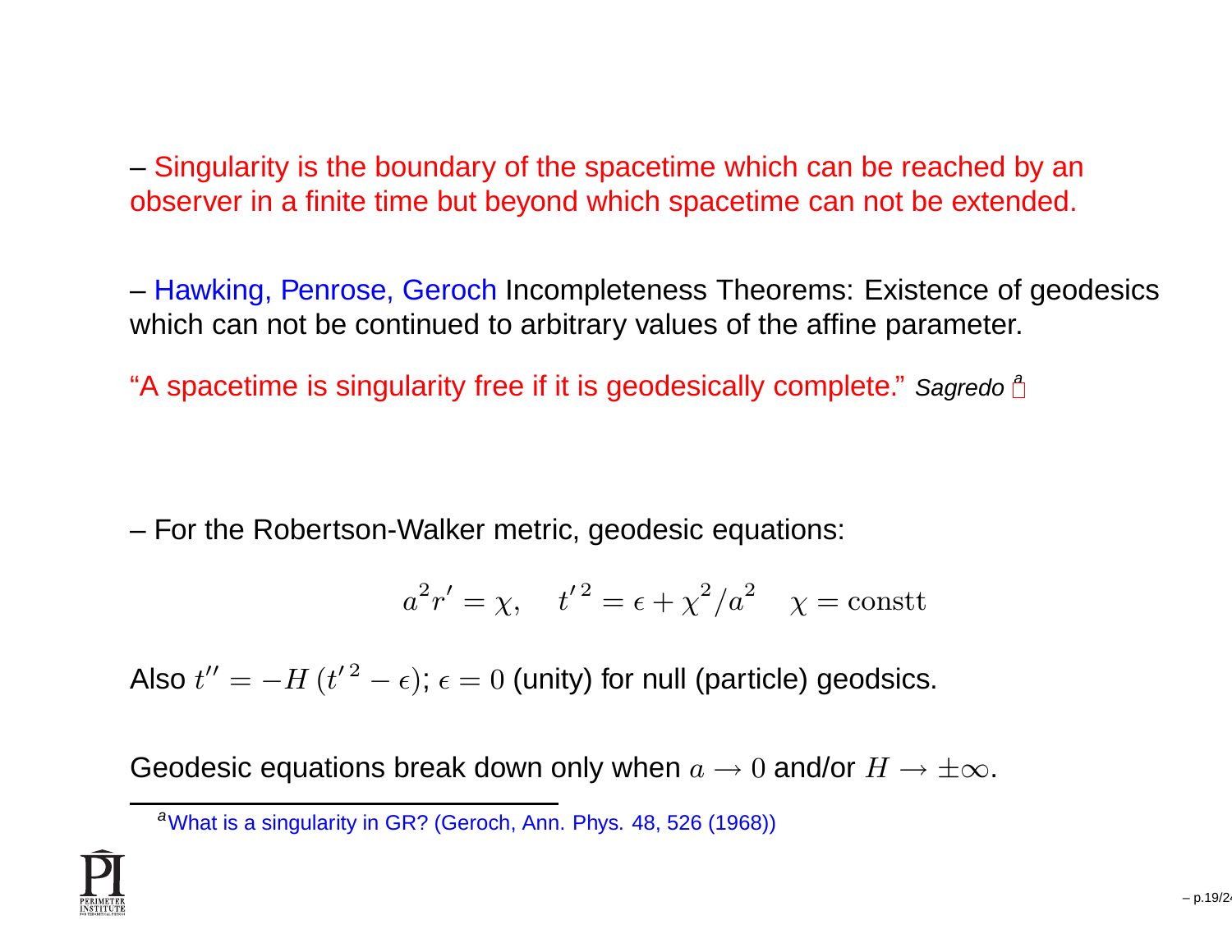– Singularity is the boundary of the spacetime which can be reached by an observer in a finite time but beyond which spacetime can not be extended.

– Hawking, Penrose, Geroch Incompleteness Theorems: Existence of geodesics which can not be continued to arbitrary values of the affine parameter.

"A spacetime is singularity free if it is geodesically complete." *Sagredo* [a]

– For the Robertson-Walker metric, geodesic equations:

$$a^2 r' = \chi, \quad t'^2 = \epsilon + \chi^2/a^2 \quad \chi = \mathrm{constt}$$

Also $t'' = -H\,(t'^2 - \epsilon)$; $\epsilon = 0$ (unity) for null (particle) geodsics.

Geodesic equations break down only when $a \to 0$ and/or $H \to \pm\infty$.

[a] What is a singularity in GR? (Geroch, Ann. Phys. 48, 526 (1968))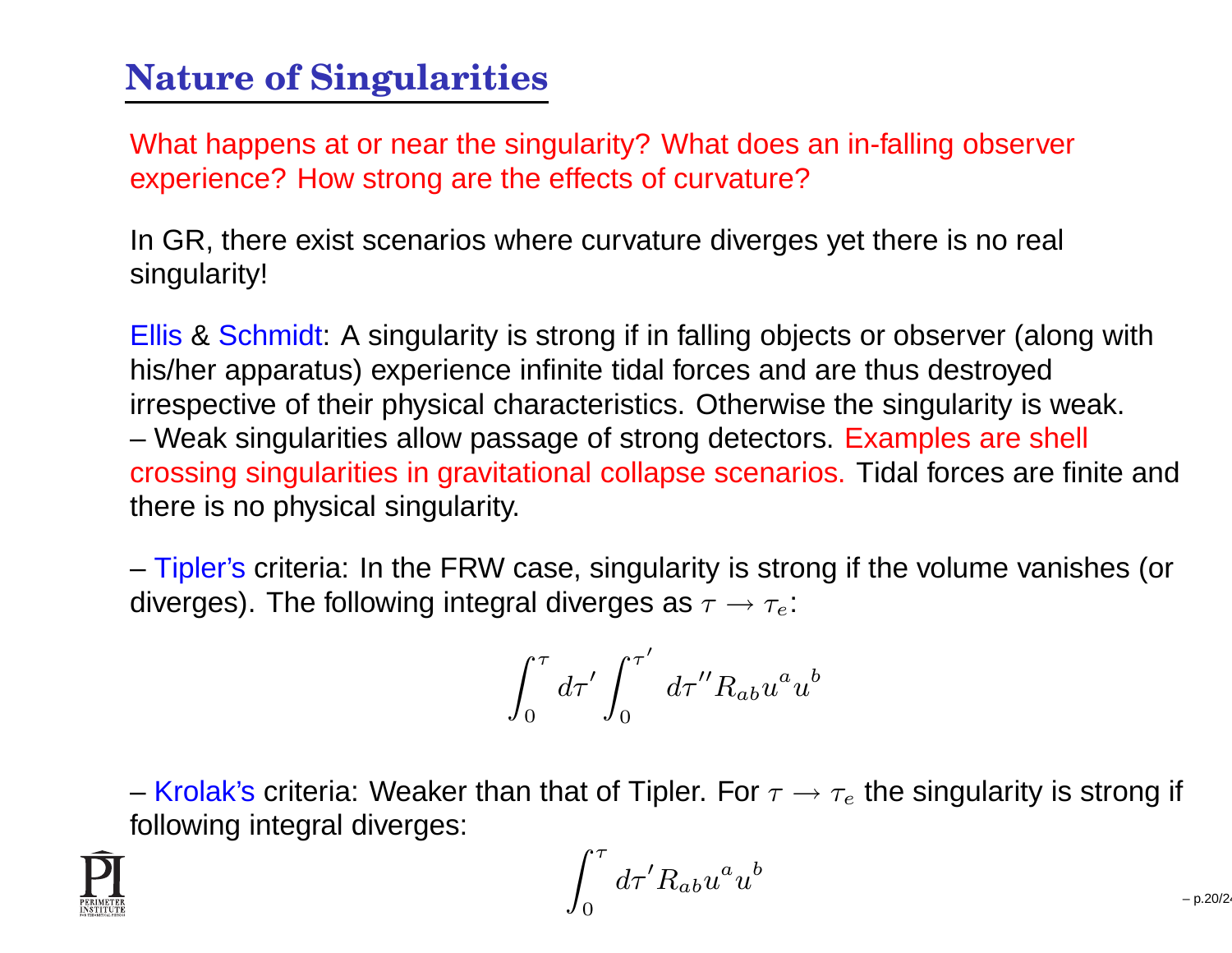# Nature of Singularities

What happens at or near the singularity? What does an in-falling observer experience? How strong are the effects of curvature?

In GR, there exist scenarios where curvature diverges yet there is no real singularity!

Ellis & Schmidt: A singularity is strong if in falling objects or observer (along with his/her apparatus) experience infinite tidal forces and are thus destroyed irrespective of their physical characteristics. Otherwise the singularity is weak.
– Weak singularities allow passage of strong detectors. Examples are shell crossing singularities in gravitational collapse scenarios. Tidal forces are finite and there is no physical singularity.

– Tipler's criteria: In the FRW case, singularity is strong if the volume vanishes (or diverges). The following integral diverges as $\tau \to \tau_e$:

$$\int_0^{\tau} d\tau' \int_0^{\tau'} d\tau'' R_{ab} u^a u^b$$

– Krolak's criteria: Weaker than that of Tipler. For $\tau \to \tau_e$ the singularity is strong if following integral diverges:

$$\int_0^{\tau} d\tau' R_{ab} u^a u^b$$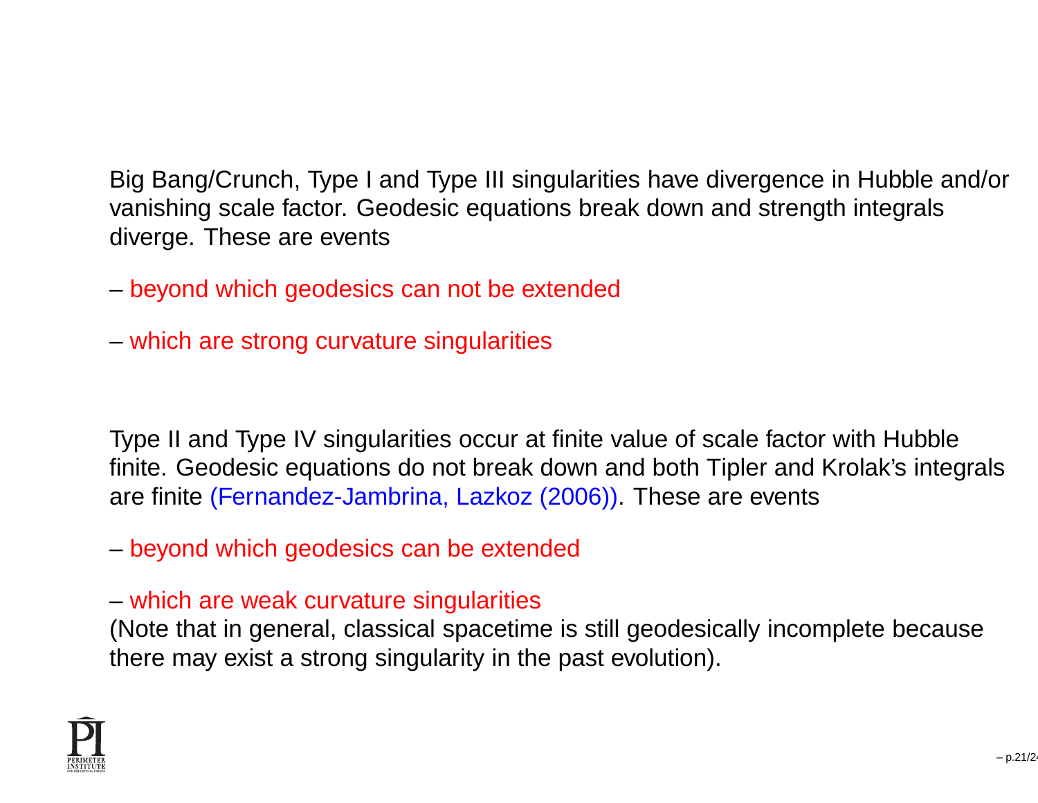Big Bang/Crunch, Type I and Type III singularities have divergence in Hubble and/or vanishing scale factor. Geodesic equations break down and strength integrals diverge. These are events

– beyond which geodesics can not be extended

– which are strong curvature singularities

Type II and Type IV singularities occur at finite value of scale factor with Hubble finite. Geodesic equations do not break down and both Tipler and Krolak's integrals are finite (Fernandez-Jambrina, Lazkoz (2006)). These are events

– beyond which geodesics can be extended

– which are weak curvature singularities
(Note that in general, classical spacetime is still geodesically incomplete because there may exist a strong singularity in the past evolution).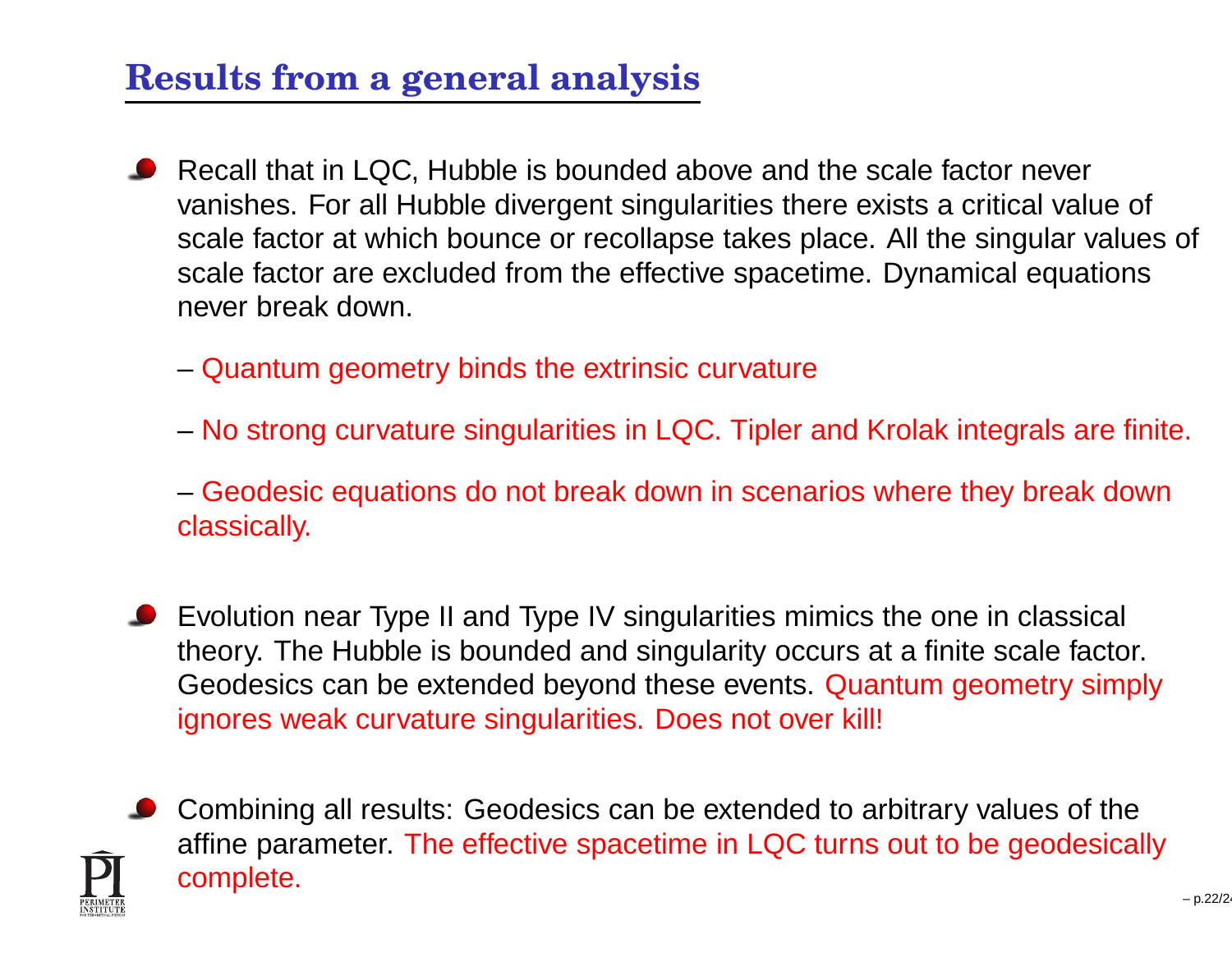## Results from a general analysis

- Recall that in LQC, Hubble is bounded above and the scale factor never vanishes. For all Hubble divergent singularities there exists a critical value of scale factor at which bounce or recollapse takes place. All the singular values of scale factor are excluded from the effective spacetime. Dynamical equations never break down.

  – Quantum geometry binds the extrinsic curvature

  – No strong curvature singularities in LQC. Tipler and Krolak integrals are finite.

  – Geodesic equations do not break down in scenarios where they break down classically.

- Evolution near Type II and Type IV singularities mimics the one in classical theory. The Hubble is bounded and singularity occurs at a finite scale factor. Geodesics can be extended beyond these events. Quantum geometry simply ignores weak curvature singularities. Does not over kill!

- Combining all results: Geodesics can be extended to arbitrary values of the affine parameter. The effective spacetime in LQC turns out to be geodesically complete.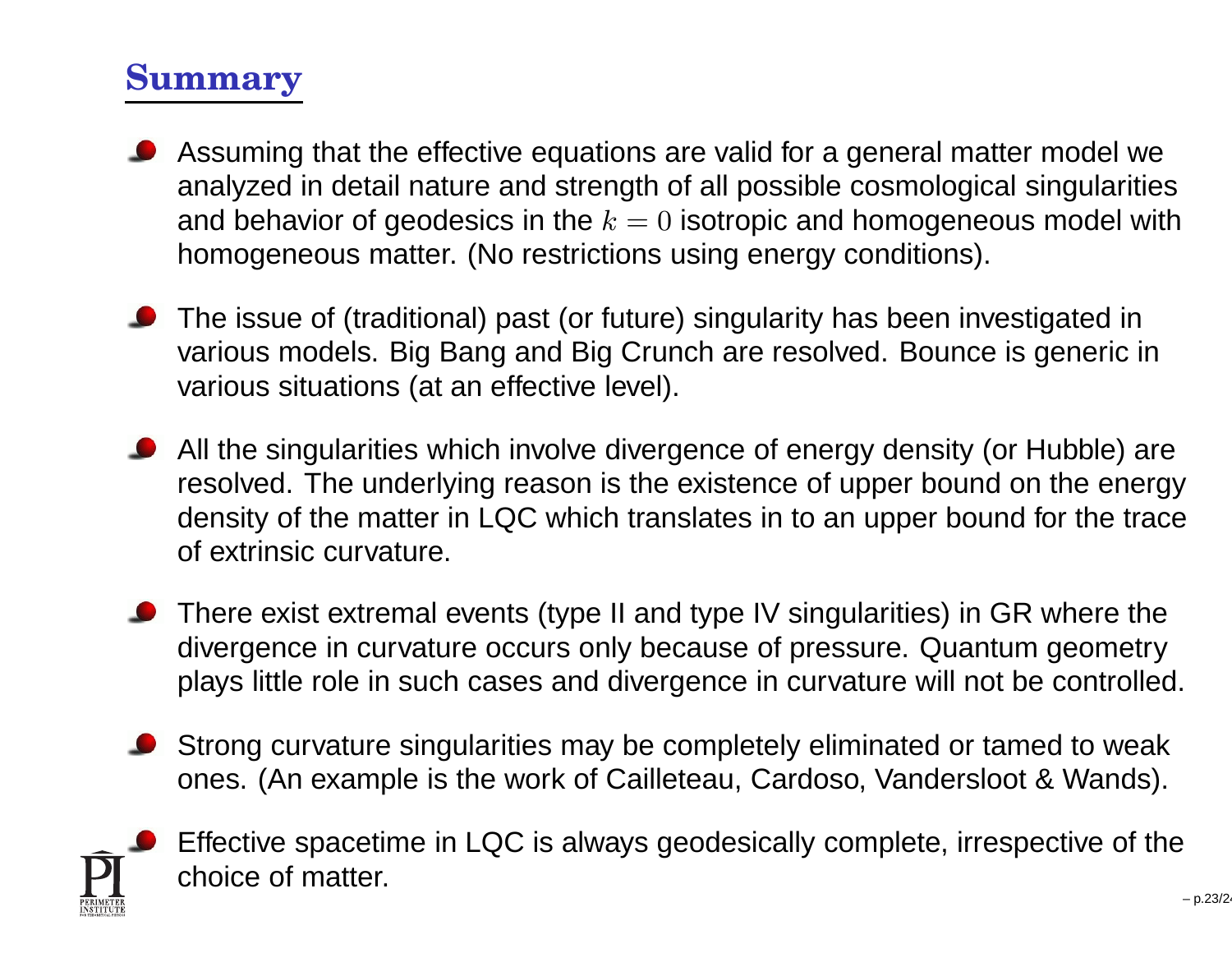# Summary

- Assuming that the effective equations are valid for a general matter model we analyzed in detail nature and strength of all possible cosmological singularities and behavior of geodesics in the $k = 0$ isotropic and homogeneous model with homogeneous matter. (No restrictions using energy conditions).
- The issue of (traditional) past (or future) singularity has been investigated in various models. Big Bang and Big Crunch are resolved. Bounce is generic in various situations (at an effective level).
- All the singularities which involve divergence of energy density (or Hubble) are resolved. The underlying reason is the existence of upper bound on the energy density of the matter in LQC which translates in to an upper bound for the trace of extrinsic curvature.
- There exist extremal events (type II and type IV singularities) in GR where the divergence in curvature occurs only because of pressure. Quantum geometry plays little role in such cases and divergence in curvature will not be controlled.
- Strong curvature singularities may be completely eliminated or tamed to weak ones. (An example is the work of Cailleteau, Cardoso, Vandersloot & Wands).
- Effective spacetime in LQC is always geodesically complete, irrespective of the choice of matter.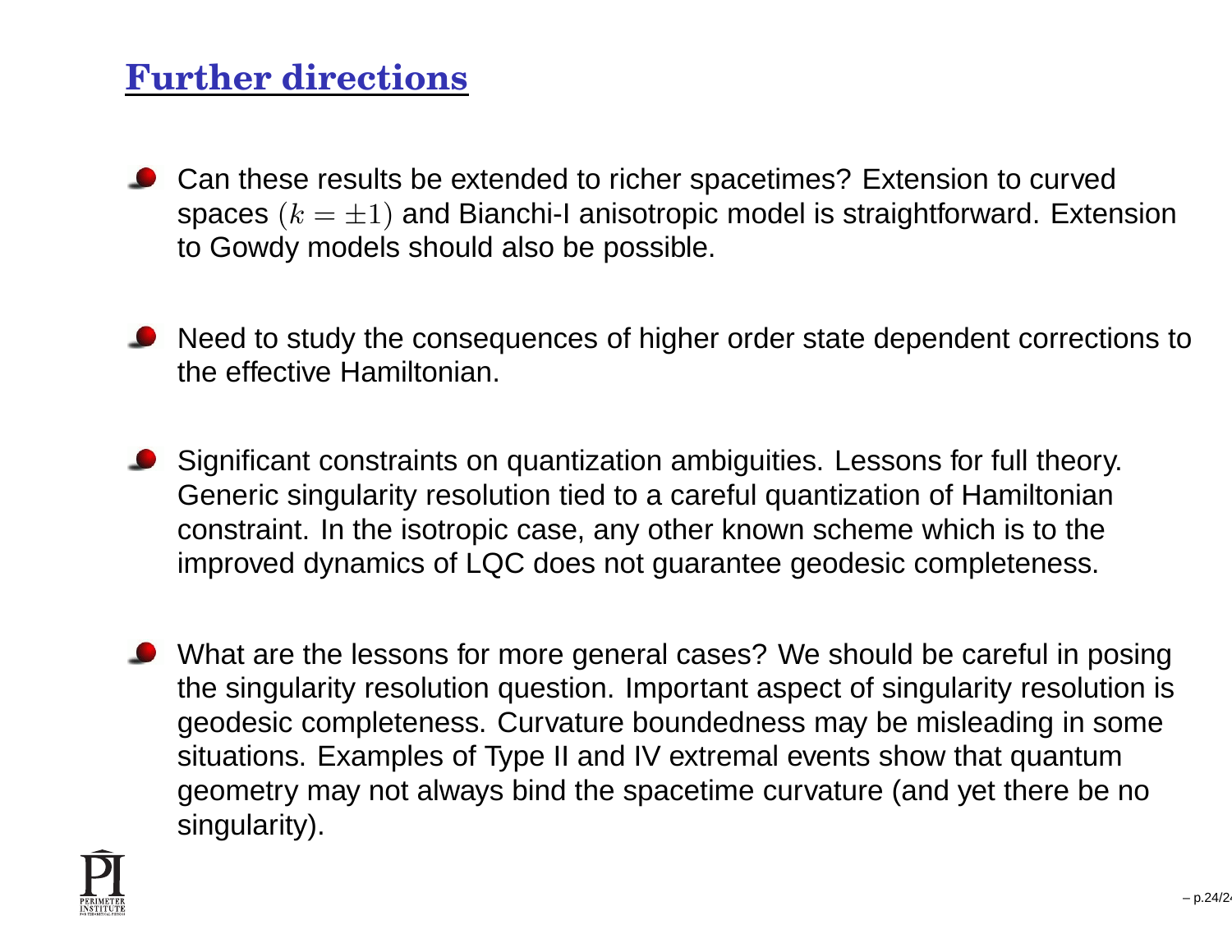# Further directions

- Can these results be extended to richer spacetimes? Extension to curved spaces $(k = \pm 1)$ and Bianchi-I anisotropic model is straightforward. Extension to Gowdy models should also be possible.

- Need to study the consequences of higher order state dependent corrections to the effective Hamiltonian.

- Significant constraints on quantization ambiguities. Lessons for full theory. Generic singularity resolution tied to a careful quantization of Hamiltonian constraint. In the isotropic case, any other known scheme which is to the improved dynamics of LQC does not guarantee geodesic completeness.

- What are the lessons for more general cases? We should be careful in posing the singularity resolution question. Important aspect of singularity resolution is geodesic completeness. Curvature boundedness may be misleading in some situations. Examples of Type II and IV extremal events show that quantum geometry may not always bind the spacetime curvature (and yet there be no singularity).